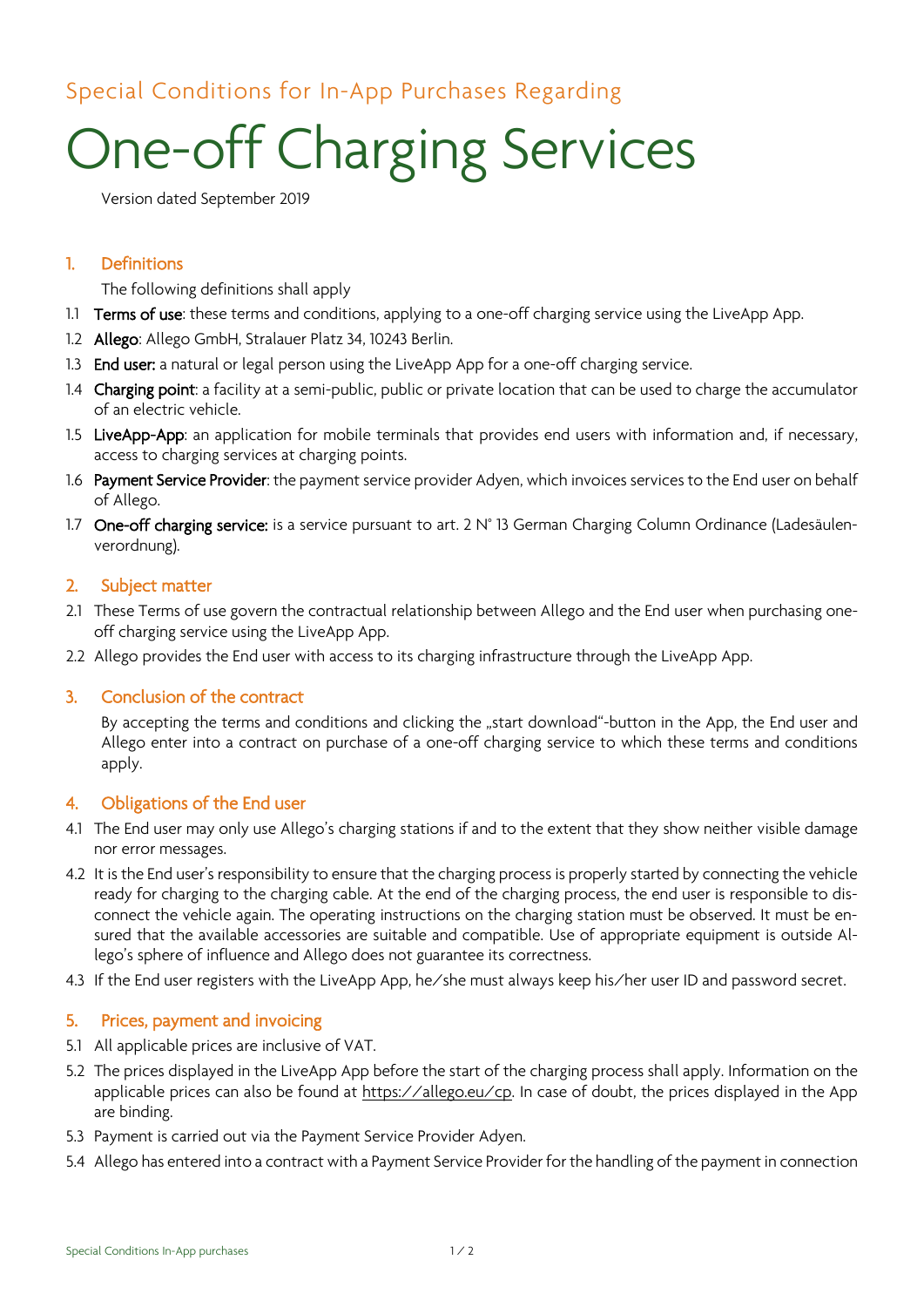Special Conditions for In-App Purchases Regarding

# One-off Charging Services

Version dated September 2019

## 1. Definitions

The following definitions shall apply

1.1 **Terms of use**: these terms and conditions, applying to a one-off charging service using the LiveApp App.

1.2 **Allego**: Allego GmbH, Stralauer Platz 34, 10243 Berlin.

1.3 **End user:** a natural or legal person using the LiveApp App for a one-off charging service.

1.4 **Charging point**: a facility at a semi-public, public or private location that can be used to charge the accumulator of an electric vehicle.

1.5 **LiveApp-App**: an application for mobile terminals that provides end users with information and, if necessary, access to charging services at charging points.

1.6 **Payment Service Provider**: the payment service provider Adyen, which invoices services to the End user on behalf of Allego.

1.7 **One-off charging service:** is a service pursuant to art. 2 N° 13 German Charging Column Ordinance (Ladesäulenverordnung).

## 2. Subject matter

2.1 These Terms of use govern the contractual relationship between Allego and the End user when purchasing one-off charging service using the LiveApp App.

2.2 Allego provides the End user with access to its charging infrastructure through the LiveApp App.

## 3. Conclusion of the contract

By accepting the terms and conditions and clicking the „start download"-button in the App, the End user and Allego enter into a contract on purchase of a one-off charging service to which these terms and conditions apply.

## 4. Obligations of the End user

4.1 The End user may only use Allego's charging stations if and to the extent that they show neither visible damage nor error messages.

4.2 It is the End user's responsibility to ensure that the charging process is properly started by connecting the vehicle ready for charging to the charging cable. At the end of the charging process, the end user is responsible to disconnect the vehicle again. The operating instructions on the charging station must be observed. It must be ensured that the available accessories are suitable and compatible. Use of appropriate equipment is outside Allego's sphere of influence and Allego does not guarantee its correctness.

4.3 If the End user registers with the LiveApp App, he/she must always keep his/her user ID and password secret.

## 5. Prices, payment and invoicing

5.1 All applicable prices are inclusive of VAT.

5.2 The prices displayed in the LiveApp App before the start of the charging process shall apply. Information on the applicable prices can also be found at https://allego.eu/cp. In case of doubt, the prices displayed in the App are binding.

5.3 Payment is carried out via the Payment Service Provider Adyen.

5.4 Allego has entered into a contract with a Payment Service Provider for the handling of the payment in connection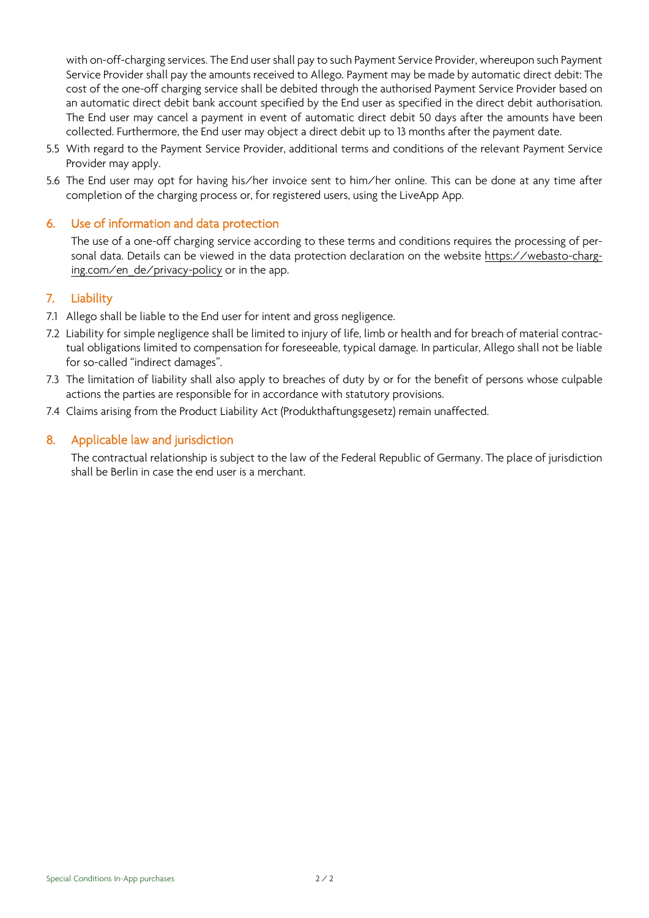with on-off-charging services. The End user shall pay to such Payment Service Provider, whereupon such Payment Service Provider shall pay the amounts received to Allego. Payment may be made by automatic direct debit: The cost of the one-off charging service shall be debited through the authorised Payment Service Provider based on an automatic direct debit bank account specified by the End user as specified in the direct debit authorisation. The End user may cancel a payment in event of automatic direct debit 50 days after the amounts have been collected. Furthermore, the End user may object a direct debit up to 13 months after the payment date.

5.5 With regard to the Payment Service Provider, additional terms and conditions of the relevant Payment Service Provider may apply.

5.6 The End user may opt for having his/her invoice sent to him/her online. This can be done at any time after completion of the charging process or, for registered users, using the LiveApp App.

## 6. Use of information and data protection

The use of a one-off charging service according to these terms and conditions requires the processing of personal data. Details can be viewed in the data protection declaration on the website https://webasto-charging.com/en_de/privacy-policy or in the app.

## 7. Liability

7.1 Allego shall be liable to the End user for intent and gross negligence.

7.2 Liability for simple negligence shall be limited to injury of life, limb or health and for breach of material contractual obligations limited to compensation for foreseeable, typical damage. In particular, Allego shall not be liable for so-called "indirect damages".

7.3 The limitation of liability shall also apply to breaches of duty by or for the benefit of persons whose culpable actions the parties are responsible for in accordance with statutory provisions.

7.4 Claims arising from the Product Liability Act (Produkthaftungsgesetz) remain unaffected.

## 8. Applicable law and jurisdiction

The contractual relationship is subject to the law of the Federal Republic of Germany. The place of jurisdiction shall be Berlin in case the end user is a merchant.